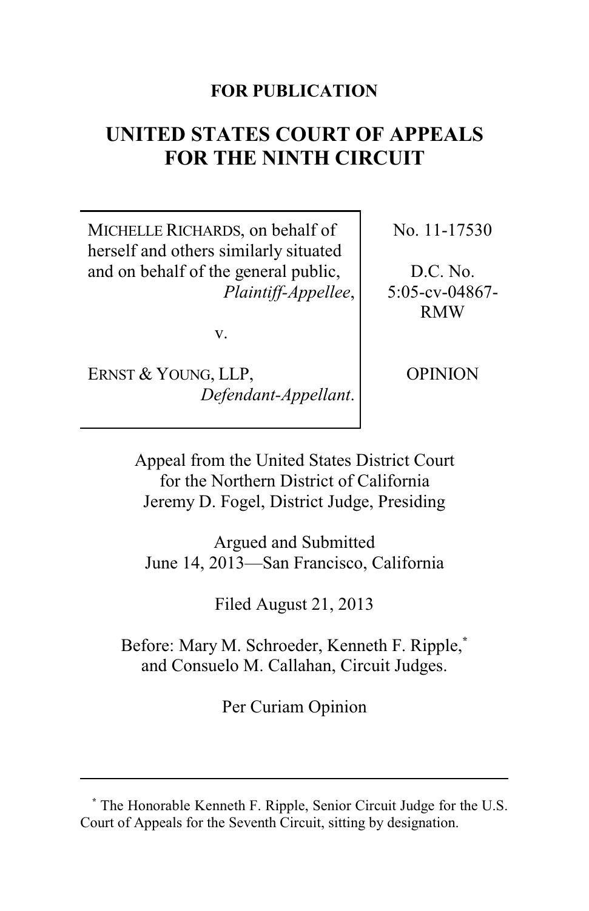**FOR PUBLICATION**

# UNITED STATES COURT OF APPEALS FOR THE NINTH CIRCUIT

| | |
|---|---|
| MICHELLE RICHARDS, on behalf of herself and others similarly situated and on behalf of the general public, *Plaintiff-Appellee*, | No. 11-17530 |
| v. | D.C. No. 5:05-cv-04867-RMW |
| ERNST & YOUNG, LLP, *Defendant-Appellant*. | OPINION |

Appeal from the United States District Court for the Northern District of California
Jeremy D. Fogel, District Judge, Presiding

Argued and Submitted
June 14, 2013—San Francisco, California

Filed August 21, 2013

Before: Mary M. Schroeder, Kenneth F. Ripple,[*] and Consuelo M. Callahan, Circuit Judges.

Per Curiam Opinion

---

[*] The Honorable Kenneth F. Ripple, Senior Circuit Judge for the U.S. Court of Appeals for the Seventh Circuit, sitting by designation.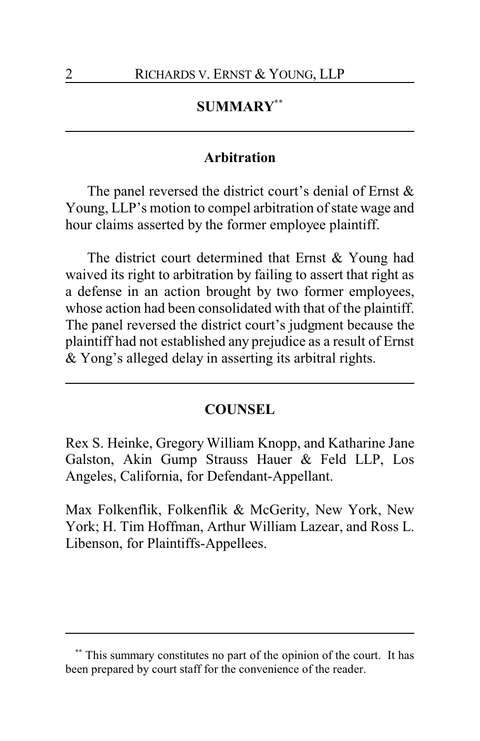## SUMMARY[**]

### Arbitration

The panel reversed the district court's denial of Ernst & Young, LLP's motion to compel arbitration of state wage and hour claims asserted by the former employee plaintiff.

The district court determined that Ernst & Young had waived its right to arbitration by failing to assert that right as a defense in an action brought by two former employees, whose action had been consolidated with that of the plaintiff. The panel reversed the district court's judgment because the plaintiff had not established any prejudice as a result of Ernst & Yong's alleged delay in asserting its arbitral rights.

## COUNSEL

Rex S. Heinke, Gregory William Knopp, and Katharine Jane Galston, Akin Gump Strauss Hauer & Feld LLP, Los Angeles, California, for Defendant-Appellant.

Max Folkenflik, Folkenflik & McGerity, New York, New York; H. Tim Hoffman, Arthur William Lazear, and Ross L. Libenson, for Plaintiffs-Appellees.

---

[**] This summary constitutes no part of the opinion of the court. It has been prepared by court staff for the convenience of the reader.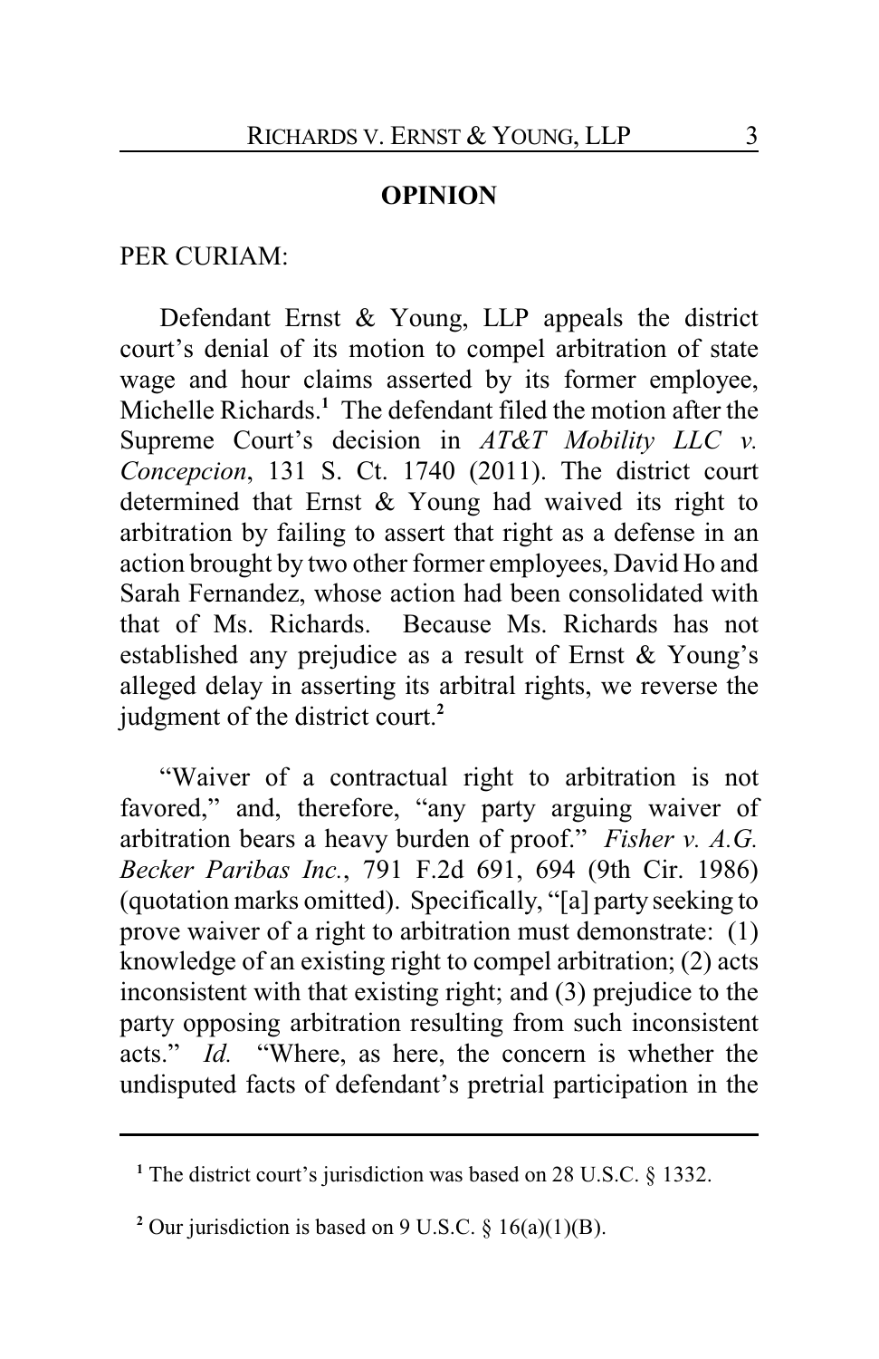## OPINION

PER CURIAM:

Defendant Ernst & Young, LLP appeals the district court's denial of its motion to compel arbitration of state wage and hour claims asserted by its former employee, Michelle Richards.[1] The defendant filed the motion after the Supreme Court's decision in *AT&T Mobility LLC v. Concepcion*, 131 S. Ct. 1740 (2011). The district court determined that Ernst & Young had waived its right to arbitration by failing to assert that right as a defense in an action brought by two other former employees, David Ho and Sarah Fernandez, whose action had been consolidated with that of Ms. Richards. Because Ms. Richards has not established any prejudice as a result of Ernst & Young's alleged delay in asserting its arbitral rights, we reverse the judgment of the district court.[2]

"Waiver of a contractual right to arbitration is not favored," and, therefore, "any party arguing waiver of arbitration bears a heavy burden of proof." *Fisher v. A.G. Becker Paribas Inc.*, 791 F.2d 691, 694 (9th Cir. 1986) (quotation marks omitted). Specifically, "[a] party seeking to prove waiver of a right to arbitration must demonstrate: (1) knowledge of an existing right to compel arbitration; (2) acts inconsistent with that existing right; and (3) prejudice to the party opposing arbitration resulting from such inconsistent acts." *Id.* "Where, as here, the concern is whether the undisputed facts of defendant's pretrial participation in the

---

[1] The district court's jurisdiction was based on 28 U.S.C. § 1332.

[2] Our jurisdiction is based on 9 U.S.C. § 16(a)(1)(B).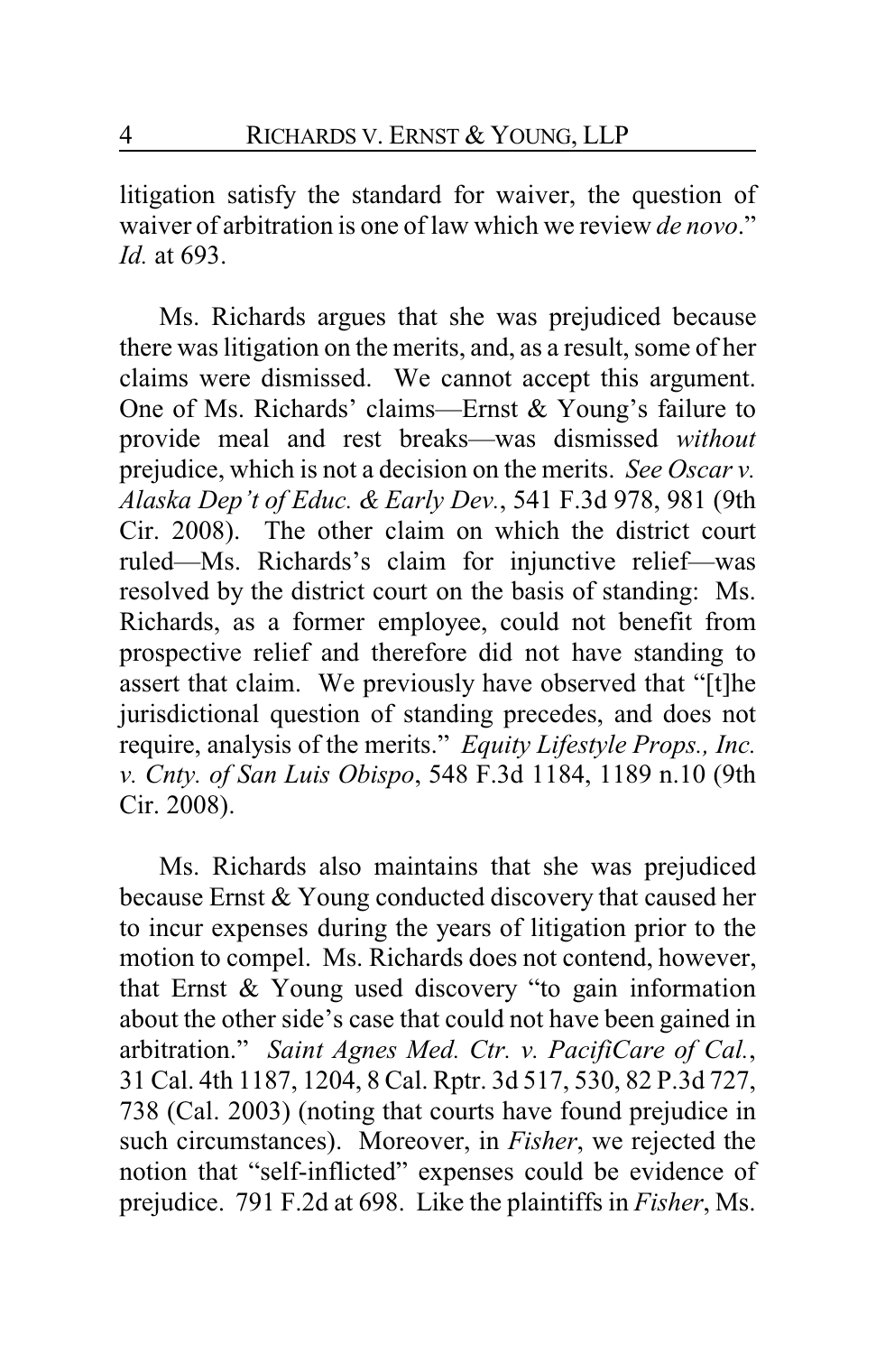litigation satisfy the standard for waiver, the question of waiver of arbitration is one of law which we review *de novo*." *Id.* at 693.

Ms. Richards argues that she was prejudiced because there was litigation on the merits, and, as a result, some of her claims were dismissed. We cannot accept this argument. One of Ms. Richards' claims—Ernst & Young's failure to provide meal and rest breaks—was dismissed *without* prejudice, which is not a decision on the merits. *See Oscar v. Alaska Dep't of Educ. & Early Dev.*, 541 F.3d 978, 981 (9th Cir. 2008). The other claim on which the district court ruled—Ms. Richards's claim for injunctive relief—was resolved by the district court on the basis of standing: Ms. Richards, as a former employee, could not benefit from prospective relief and therefore did not have standing to assert that claim. We previously have observed that "[t]he jurisdictional question of standing precedes, and does not require, analysis of the merits." *Equity Lifestyle Props., Inc. v. Cnty. of San Luis Obispo*, 548 F.3d 1184, 1189 n.10 (9th Cir. 2008).

Ms. Richards also maintains that she was prejudiced because Ernst & Young conducted discovery that caused her to incur expenses during the years of litigation prior to the motion to compel. Ms. Richards does not contend, however, that Ernst & Young used discovery "to gain information about the other side's case that could not have been gained in arbitration." *Saint Agnes Med. Ctr. v. PacifiCare of Cal.*, 31 Cal. 4th 1187, 1204, 8 Cal. Rptr. 3d 517, 530, 82 P.3d 727, 738 (Cal. 2003) (noting that courts have found prejudice in such circumstances). Moreover, in *Fisher*, we rejected the notion that "self-inflicted" expenses could be evidence of prejudice. 791 F.2d at 698. Like the plaintiffs in *Fisher*, Ms.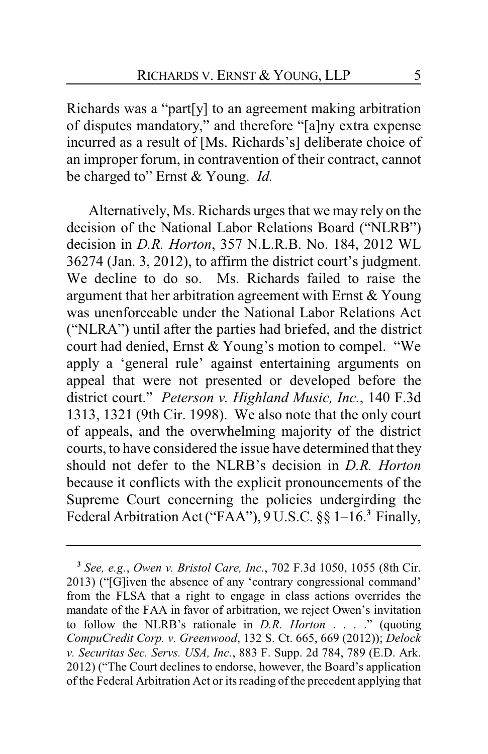Richards was a "part[y] to an agreement making arbitration of disputes mandatory," and therefore "[a]ny extra expense incurred as a result of [Ms. Richards's] deliberate choice of an improper forum, in contravention of their contract, cannot be charged to" Ernst & Young. *Id.*

Alternatively, Ms. Richards urges that we may rely on the decision of the National Labor Relations Board ("NLRB") decision in *D.R. Horton*, 357 N.L.R.B. No. 184, 2012 WL 36274 (Jan. 3, 2012), to affirm the district court's judgment. We decline to do so. Ms. Richards failed to raise the argument that her arbitration agreement with Ernst & Young was unenforceable under the National Labor Relations Act ("NLRA") until after the parties had briefed, and the district court had denied, Ernst & Young's motion to compel. "We apply a 'general rule' against entertaining arguments on appeal that were not presented or developed before the district court." *Peterson v. Highland Music, Inc.*, 140 F.3d 1313, 1321 (9th Cir. 1998). We also note that the only court of appeals, and the overwhelming majority of the district courts, to have considered the issue have determined that they should not defer to the NLRB's decision in *D.R. Horton* because it conflicts with the explicit pronouncements of the Supreme Court concerning the policies undergirding the Federal Arbitration Act ("FAA"), 9 U.S.C. §§ 1–16.[3] Finally,

[3] *See, e.g.*, *Owen v. Bristol Care, Inc.*, 702 F.3d 1050, 1055 (8th Cir. 2013) ("[G]iven the absence of any 'contrary congressional command' from the FLSA that a right to engage in class actions overrides the mandate of the FAA in favor of arbitration, we reject Owen's invitation to follow the NLRB's rationale in *D.R. Horton* . . . ." (quoting *CompuCredit Corp. v. Greenwood*, 132 S. Ct. 665, 669 (2012)); *Delock v. Securitas Sec. Servs. USA, Inc.*, 883 F. Supp. 2d 784, 789 (E.D. Ark. 2012) ("The Court declines to endorse, however, the Board's application of the Federal Arbitration Act or its reading of the precedent applying that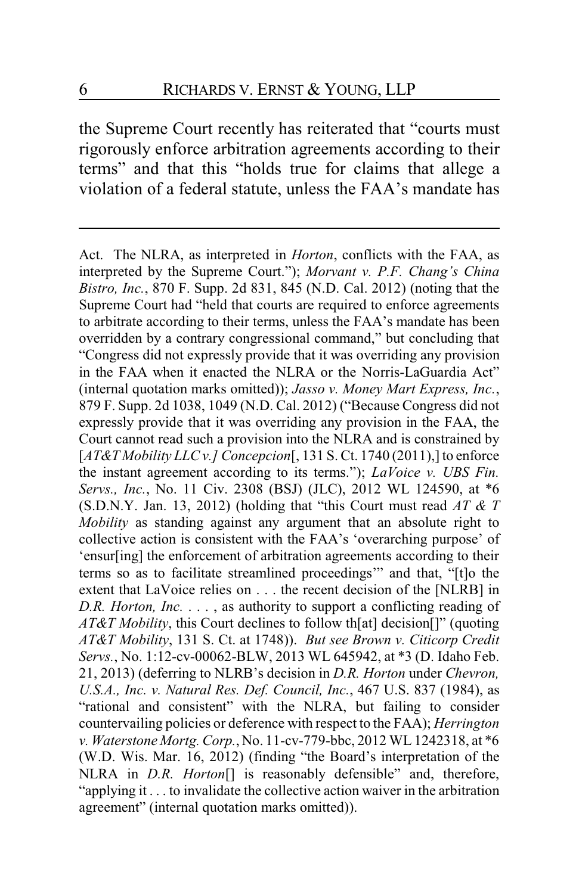the Supreme Court recently has reiterated that "courts must rigorously enforce arbitration agreements according to their terms" and that this "holds true for claims that allege a violation of a federal statute, unless the FAA's mandate has

---

Act. The NLRA, as interpreted in *Horton*, conflicts with the FAA, as interpreted by the Supreme Court."); *Morvant v. P.F. Chang's China Bistro, Inc.*, 870 F. Supp. 2d 831, 845 (N.D. Cal. 2012) (noting that the Supreme Court had "held that courts are required to enforce agreements to arbitrate according to their terms, unless the FAA's mandate has been overridden by a contrary congressional command," but concluding that "Congress did not expressly provide that it was overriding any provision in the FAA when it enacted the NLRA or the Norris-LaGuardia Act" (internal quotation marks omitted)); *Jasso v. Money Mart Express, Inc.*, 879 F. Supp. 2d 1038, 1049 (N.D. Cal. 2012) ("Because Congress did not expressly provide that it was overriding any provision in the FAA, the Court cannot read such a provision into the NLRA and is constrained by [*AT&T Mobility LLC v.] Concepcion*[, 131 S. Ct. 1740 (2011),] to enforce the instant agreement according to its terms."); *LaVoice v. UBS Fin. Servs., Inc.*, No. 11 Civ. 2308 (BSJ) (JLC), 2012 WL 124590, at *6 (S.D.N.Y. Jan. 13, 2012) (holding that "this Court must read *AT & T Mobility* as standing against any argument that an absolute right to collective action is consistent with the FAA's 'overarching purpose' of 'ensur[ing] the enforcement of arbitration agreements according to their terms so as to facilitate streamlined proceedings'" and that, "[t]o the extent that LaVoice relies on . . . the recent decision of the [NLRB] in *D.R. Horton, Inc.* . . . , as authority to support a conflicting reading of *AT&T Mobility*, this Court declines to follow th[at] decision[]" (quoting *AT&T Mobility*, 131 S. Ct. at 1748)). *But see Brown v. Citicorp Credit Servs.*, No. 1:12-cv-00062-BLW, 2013 WL 645942, at *3 (D. Idaho Feb. 21, 2013) (deferring to NLRB's decision in *D.R. Horton* under *Chevron, U.S.A., Inc. v. Natural Res. Def. Council, Inc.*, 467 U.S. 837 (1984), as "rational and consistent" with the NLRA, but failing to consider countervailing policies or deference with respect to the FAA); *Herrington v. Waterstone Mortg. Corp.*, No. 11-cv-779-bbc, 2012 WL 1242318, at *6 (W.D. Wis. Mar. 16, 2012) (finding "the Board's interpretation of the NLRA in *D.R. Horton*[] is reasonably defensible" and, therefore, "applying it . . . to invalidate the collective action waiver in the arbitration agreement" (internal quotation marks omitted)).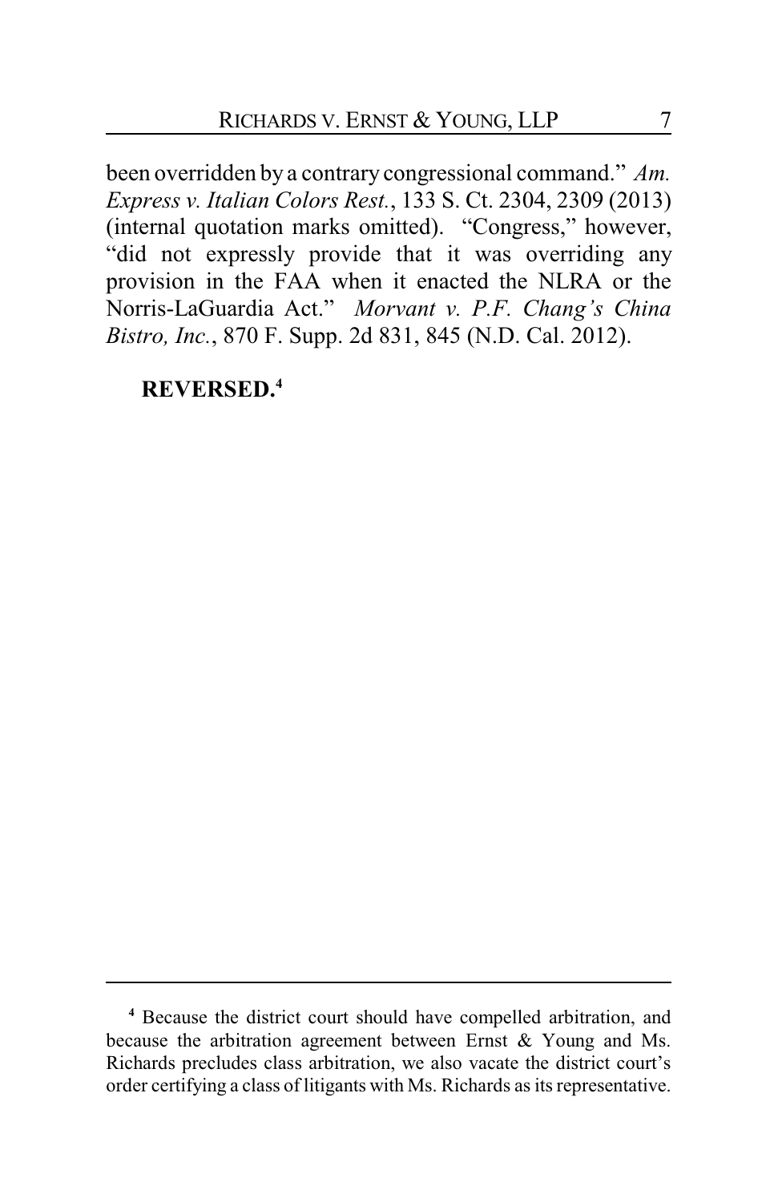been overridden by a contrary congressional command." *Am. Express v. Italian Colors Rest.*, 133 S. Ct. 2304, 2309 (2013) (internal quotation marks omitted). "Congress," however, "did not expressly provide that it was overriding any provision in the FAA when it enacted the NLRA or the Norris-LaGuardia Act." *Morvant v. P.F. Chang's China Bistro, Inc.*, 870 F. Supp. 2d 831, 845 (N.D. Cal. 2012).

**REVERSED.**[4]

---

[4] Because the district court should have compelled arbitration, and because the arbitration agreement between Ernst & Young and Ms. Richards precludes class arbitration, we also vacate the district court's order certifying a class of litigants with Ms. Richards as its representative.